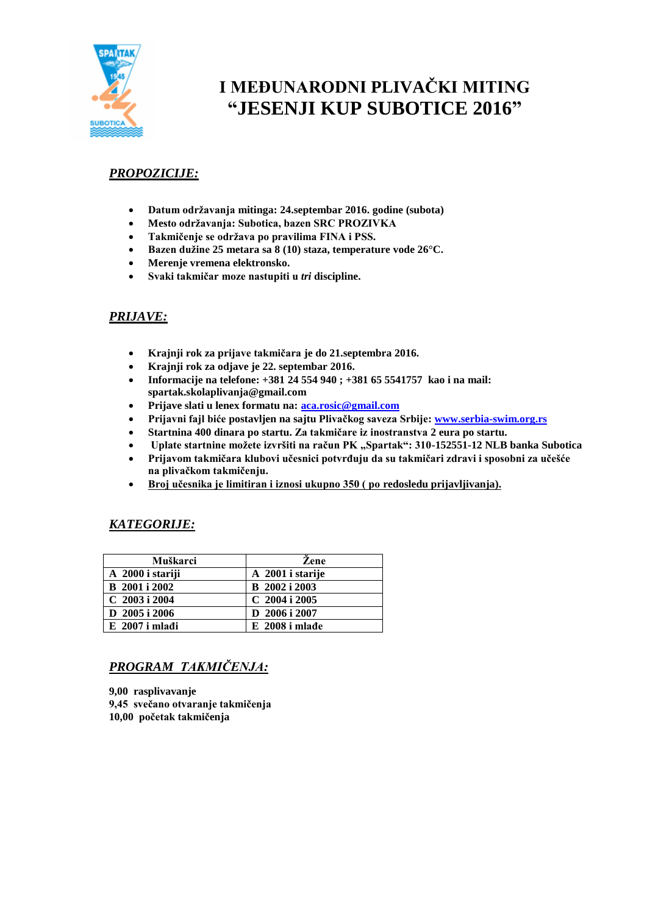# I MEĐUNARODNI PLIVAČKI MITING
# "JESENJI KUP SUBOTICE 2016"

## *PROPOZICIJE:*

- **Datum održavanja mitinga: 24.septembar 2016. godine (subota)**
- **Mesto održavanja: Subotica, bazen SRC PROZIVKA**
- **Takmičenje se održava po pravilima FINA i PSS.**
- **Bazen dužine 25 metara sa 8 (10) staza, temperature vode 26°C.**
- **Merenje vremena elektronsko.**
- **Svaki takmičar moze nastupiti u *tri* discipline.**

## *PRIJAVE:*

- **Krajnji rok za prijave takmičara je do 21.septembra 2016.**
- **Krajnji rok za odjave je 22. septembar 2016.**
- **Informacije na telefone: +381 24 554 940 ; +381 65 5541757 kao i na mail: spartak.skolaplivanja@gmail.com**
- **Prijave slati u lenex formatu na: aca.rosic@gmail.com**
- **Prijavni fajl biće postavljen na sajtu Plivačkog saveza Srbije: www.serbia-swim.org.rs**
- **Startnina 400 dinara po startu. Za takmičare iz inostranstva 2 eura po startu.**
- **Uplate startnine možete izvršiti na račun PK „Spartak": 310-152551-12 NLB banka Subotica**
- **Prijavom takmičara klubovi učesnici potvrđuju da su takmičari zdravi i sposobni za učešće na plivačkom takmičenju.**
- **Broj učesnika je limitiran i iznosi ukupno 350 ( po redosledu prijavljivanja).**

## *KATEGORIJE:*

| Muškarci | Žene |
|---|---|
| A 2000 i stariji | A 2001 i starije |
| B 2001 i 2002 | B 2002 i 2003 |
| C 2003 i 2004 | C 2004 i 2005 |
| D 2005 i 2006 | D 2006 i 2007 |
| E 2007 i mlađi | E 2008 i mlađe |

## *PROGRAM TAKMIČENJA:*

**9,00 rasplivavanje**
**9,45 svečano otvaranje takmičenja**
**10,00 početak takmičenja**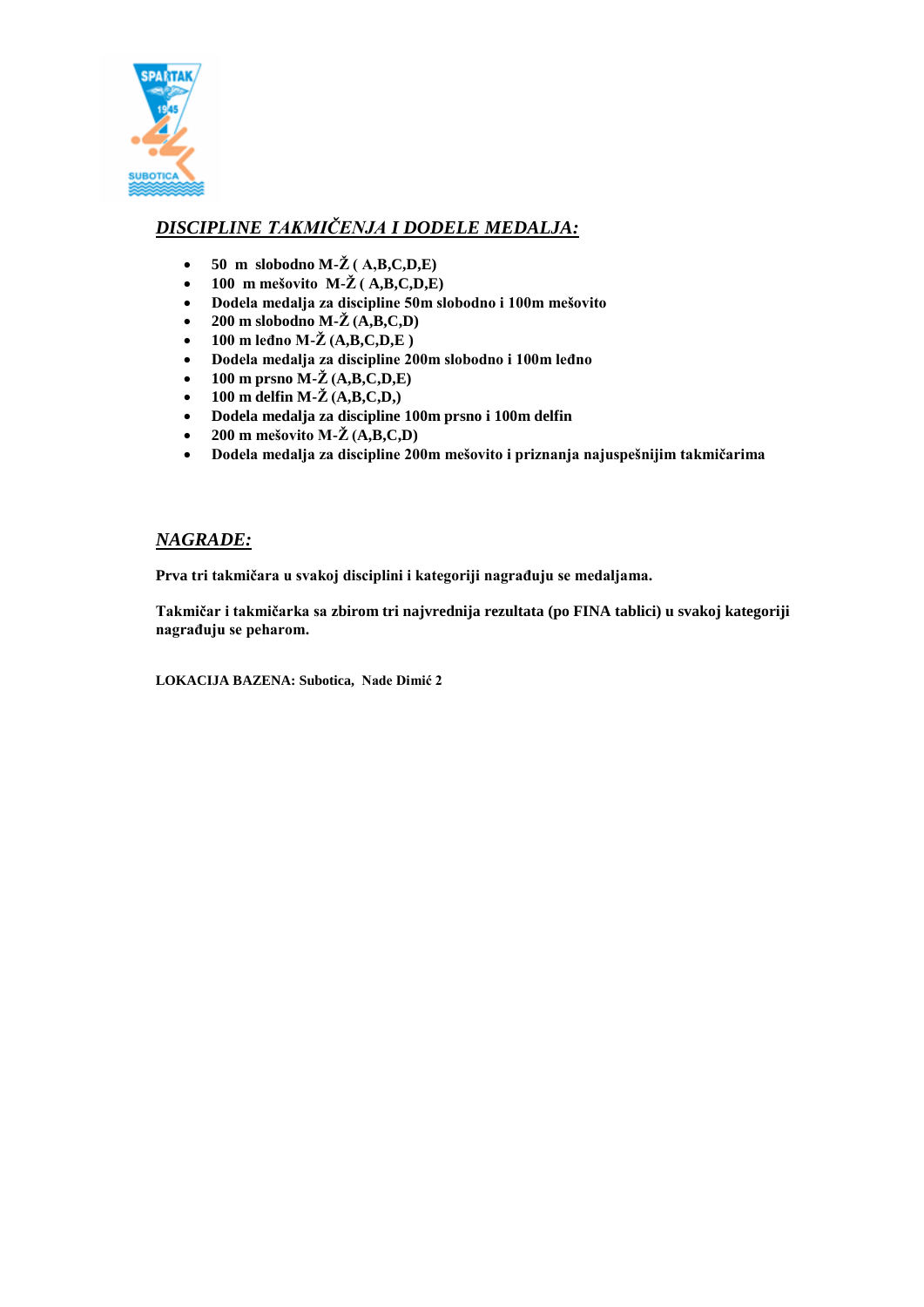## *DISCIPLINE TAKMIČENJA I DODELE MEDALJA:*

- **50 m slobodno M-Ž ( A,B,C,D,E)**
- **100 m mešovito M-Ž ( A,B,C,D,E)**
- **Dodela medalja za discipline 50m slobodno i 100m mešovito**
- **200 m slobodno M-Ž (A,B,C,D)**
- **100 m leđno M-Ž (A,B,C,D,E )**
- **Dodela medalja za discipline 200m slobodno i 100m leđno**
- **100 m prsno M-Ž (A,B,C,D,E)**
- **100 m delfin M-Ž (A,B,C,D,)**
- **Dodela medalja za discipline 100m prsno i 100m delfin**
- **200 m mešovito M-Ž (A,B,C,D)**
- **Dodela medalja za discipline 200m mešovito i priznanja najuspešnijim takmičarima**

## *NAGRADE:*

**Prva tri takmičara u svakoj disciplini i kategoriji nagrađuju se medaljama.**

**Takmičar i takmičarka sa zbirom tri najvrednija rezultata (po FINA tablici) u svakoj kategoriji nagrađuju se peharom.**

**LOKACIJA BAZENA: Subotica, Nade Dimić 2**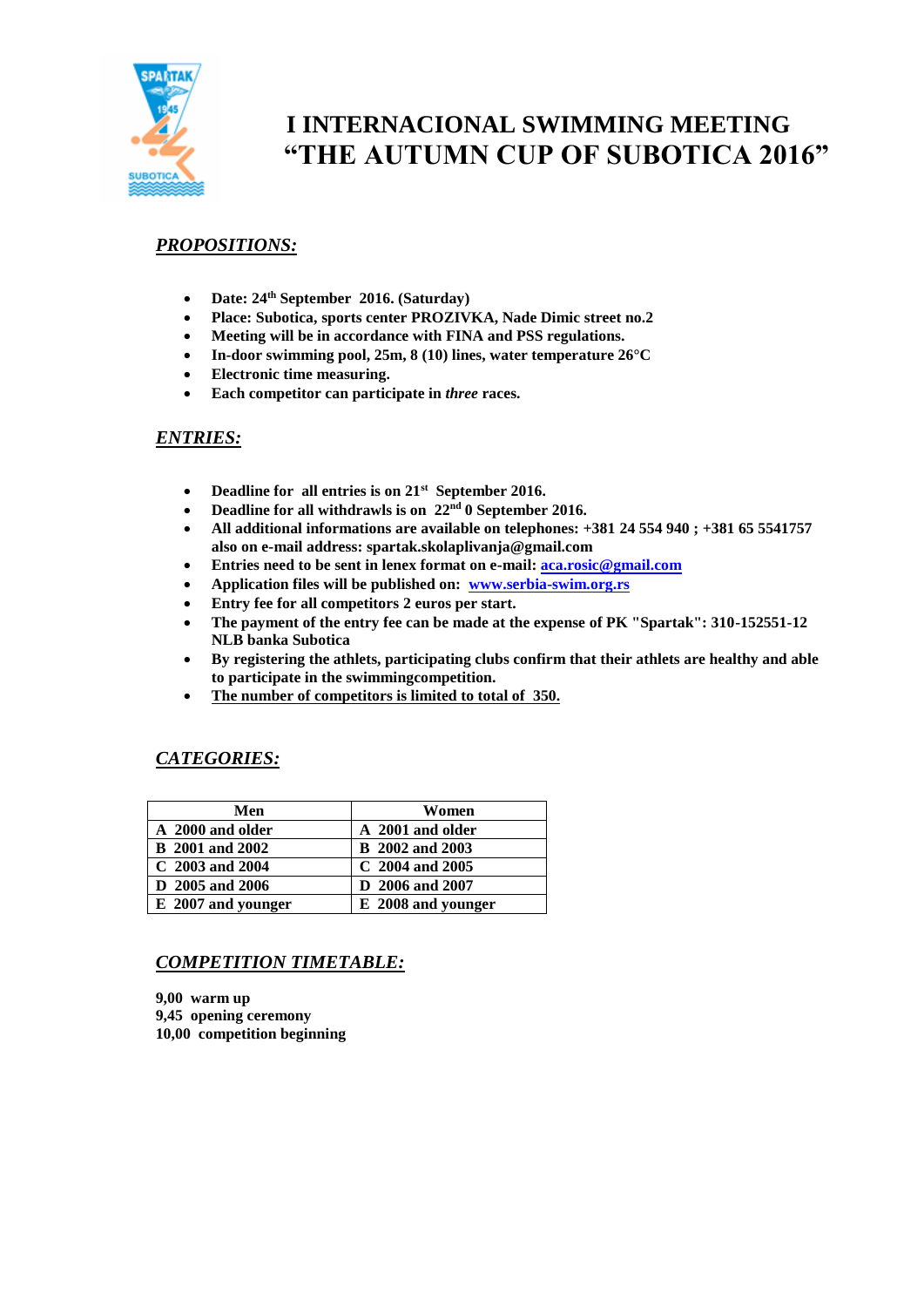# I INTERNACIONAL SWIMMING MEETING
# "THE AUTUMN CUP OF SUBOTICA 2016"

## *PROPOSITIONS:*

- **Date: 24th September 2016. (Saturday)**
- **Place: Subotica, sports center PROZIVKA, Nade Dimic street no.2**
- **Meeting will be in accordance with FINA and PSS regulations.**
- **In-door swimming pool, 25m, 8 (10) lines, water temperature 26°C**
- **Electronic time measuring.**
- **Each competitor can participate in *three* races.**

## *ENTRIES:*

- **Deadline for all entries is on 21st September 2016.**
- **Deadline for all withdrawls is on 22nd 0 September 2016.**
- **All additional informations are available on telephones: +381 24 554 940 ; +381 65 5541757 also on e-mail address: spartak.skolaplivanja@gmail.com**
- **Entries need to be sent in lenex format on e-mail: aca.rosic@gmail.com**
- **Application files will be published on: www.serbia-swim.org.rs**
- **Entry fee for all competitors 2 euros per start.**
- **The payment of the entry fee can be made at the expense of PK "Spartak": 310-152551-12 NLB banka Subotica**
- **By registering the athlets, participating clubs confirm that their athlets are healthy and able to participate in the swimmingcompetition.**
- **The number of competitors is limited to total of 350.**

## *CATEGORIES:*

| Men | Women |
|---|---|
| A 2000 and older | A 2001 and older |
| B 2001 and 2002 | B 2002 and 2003 |
| C 2003 and 2004 | C 2004 and 2005 |
| D 2005 and 2006 | D 2006 and 2007 |
| E 2007 and younger | E 2008 and younger |

## *COMPETITION TIMETABLE:*

**9,00 warm up**
**9,45 opening ceremony**
**10,00 competition beginning**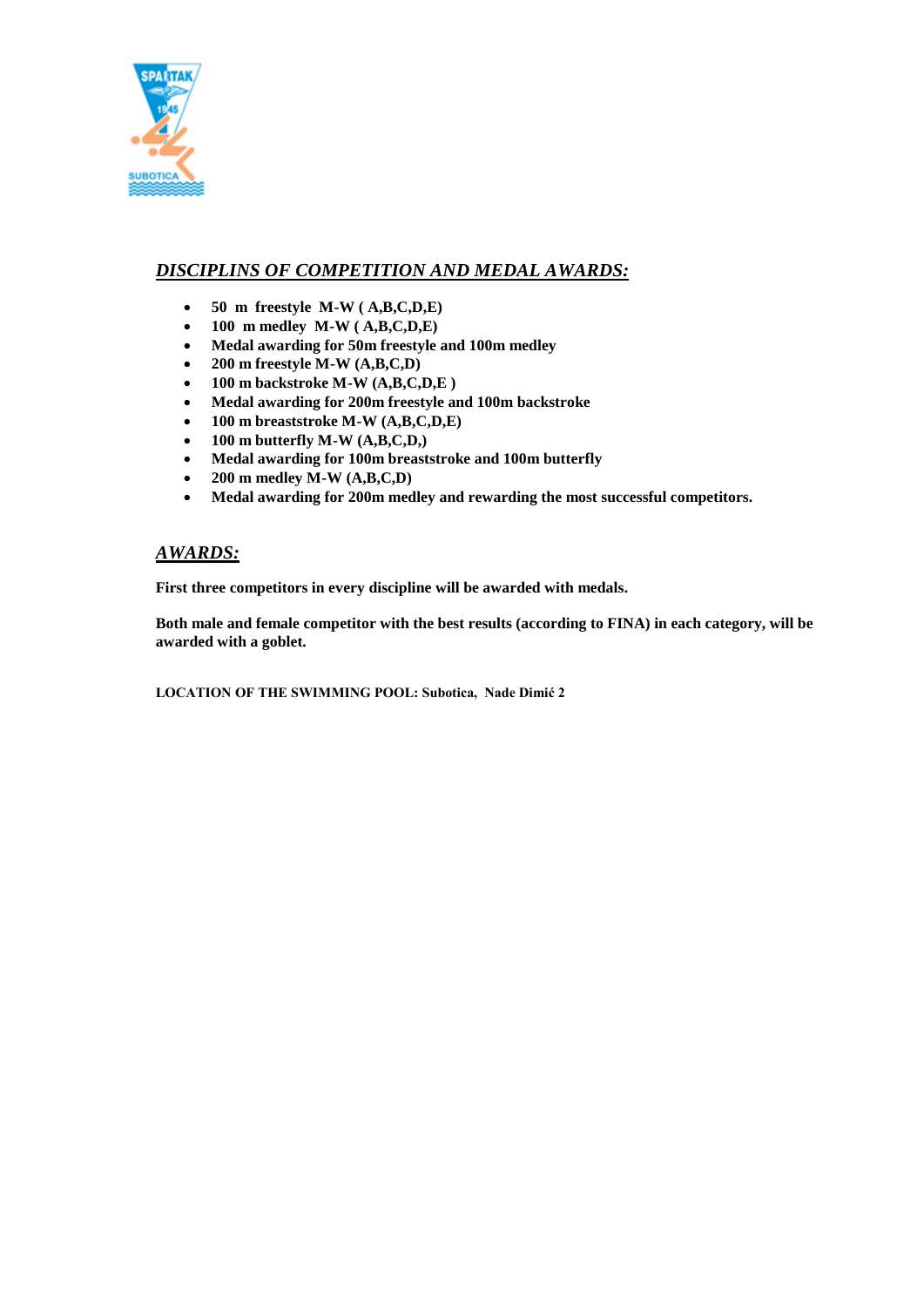## ***DISCIPLINS OF COMPETITION AND MEDAL AWARDS:***

- **50 m freestyle M-W ( A,B,C,D,E)**
- **100 m medley M-W ( A,B,C,D,E)**
- **Medal awarding for 50m freestyle and 100m medley**
- **200 m freestyle M-W (A,B,C,D)**
- **100 m backstroke M-W (A,B,C,D,E )**
- **Medal awarding for 200m freestyle and 100m backstroke**
- **100 m breaststroke M-W (A,B,C,D,E)**
- **100 m butterfly M-W (A,B,C,D,)**
- **Medal awarding for 100m breaststroke and 100m butterfly**
- **200 m medley M-W (A,B,C,D)**
- **Medal awarding for 200m medley and rewarding the most successful competitors.**

## ***AWARDS:***

**First three competitors in every discipline will be awarded with medals.**

**Both male and female competitor with the best results (according to FINA) in each category, will be awarded with a goblet.**

**LOCATION OF THE SWIMMING POOL: Subotica, Nade Dimić 2**